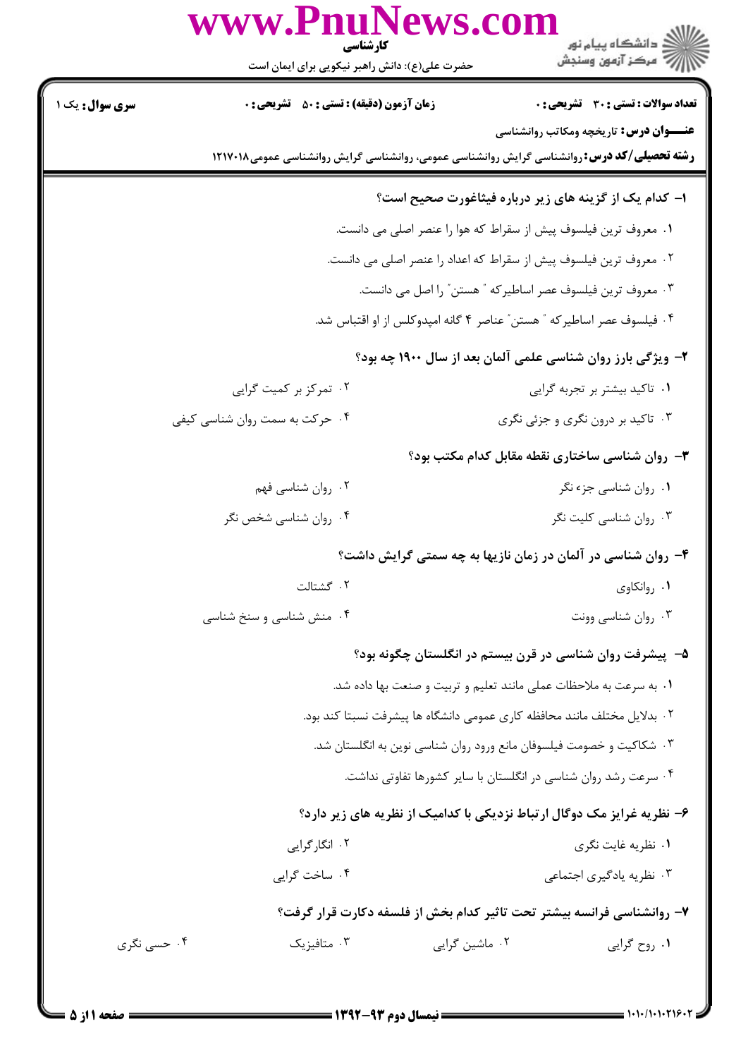کارشناسی

حضرت علی(ع): دانش راهبر نیکویی برای ایمان است

**سری سوال:** یک ۱

**زمان آزمون (دقیقه) : تستی : ۵۰ تشریحی : ۰**

**تعداد سوالات : تستی : ۳۰ تشریحی : ۰**

**عنـــوان درس:** تاریخچه ومکاتب روانشناسی

**رشته تحصیلی/کد درس:** روانشناسی گرایش روانشناسی عمومی، روانشناسی گرایش روانشناسی عمومی۱۲۱۷۰۱۸

**۱- کدام یک از گزینه های زیر درباره فیثاغورث صحیح است؟**

۱. معروف ترین فیلسوف پیش از سقراط که هوا را عنصر اصلی می دانست.

۲. معروف ترین فیلسوف پیش از سقراط که اعداد را عنصر اصلی می دانست.

۳. معروف ترین فیلسوف عصر اساطیرکه " هستن" را اصل می دانست.

۴. فیلسوف عصر اساطیرکه " هستن" عناصر ۴ گانه امپدوکلس از او اقتباس شد.

**۲- ویژگی بارز روان شناسی علمی آلمان بعد از سال ۱۹۰۰ چه بود؟**

۱. تاکید بیشتر بر تجربه گرایی

۲. تمرکز بر کمیت گرایی

۳. تاکید بر درون نگری و جزئی نگری

۴. حرکت به سمت روان شناسی کیفی

**۳- روان شناسی ساختاری نقطه مقابل کدام مکتب بود؟**

۱. روان شناسی جزء نگر

۲. روان شناسی فهم

۳. روان شناسی کلیت نگر

۴. روان شناسی شخص نگر

**۴- روان شناسی در آلمان در زمان نازیها به چه سمتی گرایش داشت؟**

۱. روانکاوی

۲. گشتالت

۳. روان شناسی وونت

۴. منش شناسی و سنخ شناسی

**۵- پیشرفت روان شناسی در قرن بیستم در انگلستان چگونه بود؟**

۱. به سرعت به ملاحظات عملی مانند تعلیم و تربیت و صنعت بها داده شد.

۲. بدلایل مختلف مانند محافظه کاری عمومی دانشگاه ها پیشرفت نسبتا کند بود.

۳. شکاکیت و خصومت فیلسوفان مانع ورود روان شناسی نوین به انگلستان شد.

۴. سرعت رشد روان شناسی در انگلستان با سایر کشورها تفاوتی نداشت.

**۶- نظریه غرایز مک دوگال ارتباط نزدیکی با کدامیک از نظریه های زیر دارد؟**

۱. نظریه غایت نگری

۲. انگارگرایی

۳. نظریه یادگیری اجتماعی

۴. ساخت گرایی

**۷- روانشناسی فرانسه بیشتر تحت تاثیر کدام بخش از فلسفه دکارت قرار گرفت؟**

۱. روح گرایی

۲. ماشین گرایی

۳. متافیزیک

۴. حسی نگری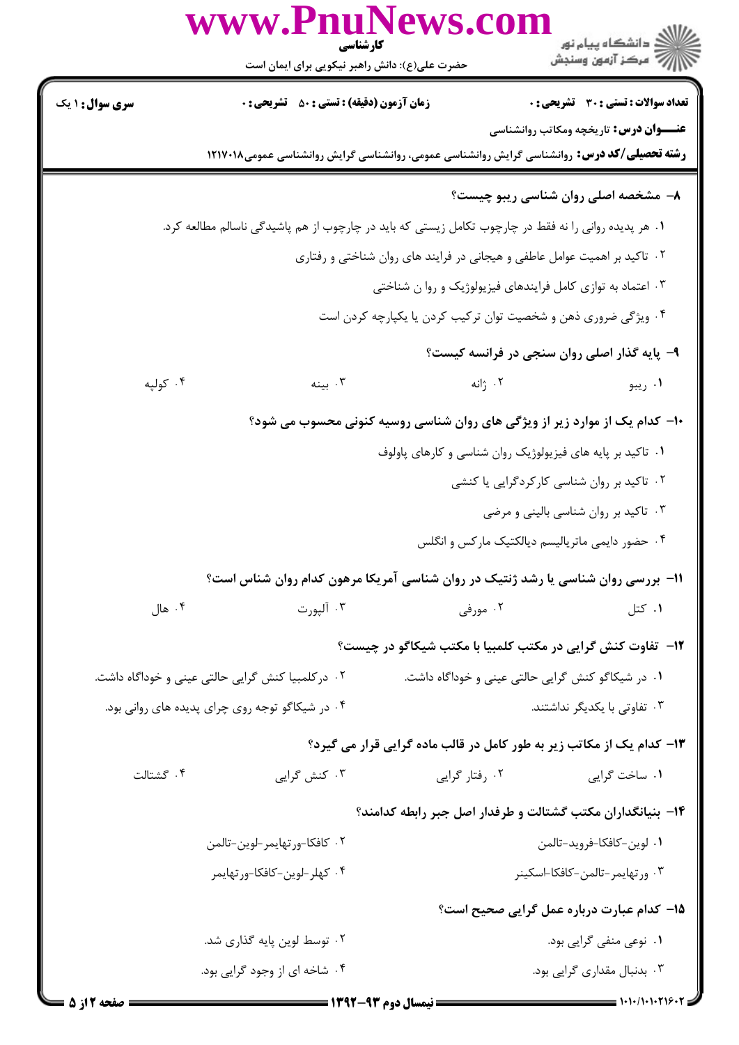**تعداد سوالات : تستی : ۳۰   تشریحی : ۰**

**زمان آزمون (دقیقه) : تستی : ۵۰   تشریحی : ۰**

**سری سوال : ۱ یک**

**عنـــوان درس :** تاریخچه ومکاتب روانشناسی

**رشته تحصیلی/کد درس :** روانشناسی گرایش روانشناسی عمومی، روانشناسی گرایش روانشناسی عمومی۱۲۱۷۰۱۸

**۸- مشخصه اصلی روان شناسی ریبو چیست؟**

۱. هر پدیده روانی را نه فقط در چارچوب تکامل زیستی که باید در چارچوب از هم پاشیدگی ناسالم مطالعه کرد.

۲. تاکید بر اهمیت عوامل عاطفی و هیجانی در فرایند های روان شناختی و رفتاری

۳. اعتماد به توازی کامل فرایندهای فیزیولوژیک و روا ن شناختی

۴. ویژگی ضروری ذهن و شخصیت توان ترکیب کردن یا یکپارچه کردن است

**۹- پایه گذار اصلی روان سنجی در فرانسه کیست؟**

۱. ریبو   ۲. ژانه   ۳. بینه   ۴. کولپه

**۱۰- کدام یک از موارد زیر از ویژگی های روان شناسی روسیه کنونی محسوب می شود؟**

۱. تاکید بر پایه های فیزیولوژیک روان شناسی و کارهای پاولوف

۲. تاکید بر روان شناسی کارکردگرایی یا کنشی

۳. تاکید بر روان شناسی بالینی و مرضی

۴. حضور دایمی ماتریالیسم دیالکتیک مارکس و انگلس

**۱۱- بررسی روان شناسی یا رشد ژنتیک در روان شناسی آمریکا مرهون کدام روان شناس است؟**

۱. کتل   ۲. مورفی   ۳. آلپورت   ۴. هال

**۱۲- تفاوت کنش گرایی در مکتب کلمبیا با مکتب شیکاگو در چیست؟**

۱. در شیکاگو کنش گرایی حالتی عینی و خوداگاه داشت.

۲. درکلمبیا کنش گرایی حالتی عینی و خوداگاه داشت.

۳. تفاوتی با یکدیگر نداشتند.

۴. در شیکاگو توجه روی چرای پدیده های روانی بود.

**۱۳- کدام یک از مکاتب زیر به طور کامل در قالب ماده گرایی قرار می گیرد؟**

۱. ساخت گرایی   ۲. رفتار گرایی   ۳. کنش گرایی   ۴. گشتالت

**۱۴- بنیانگذاران مکتب گشتالت و طرفدار اصل جبر رابطه کدامند؟**

۱. لوین-کافکا-فروید-تالمن

۲. کافکا-ورتهایمر-لوین-تالمن

۳. ورتهایمر-تالمن-کافکا-اسکینر

۴. کهلر-لوین-کافکا-ورتهایمر

**۱۵- کدام عبارت درباره عمل گرایی صحیح است؟**

۱. نوعی منفی گرایی بود.

۲. توسط لوین پایه گذاری شد.

۳. بدنبال مقداری گرایی بود.

۴. شاخه ای از وجود گرایی بود.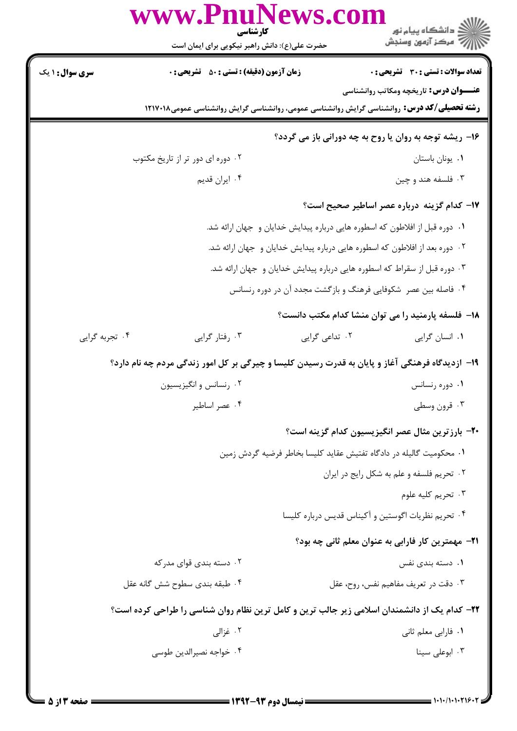**۱۶- ریشه توجه به روان یا روح به چه دورانی باز می گردد؟**

۱. یونان باستان

۲. دوره ای دور تر از تاریخ مکتوب

۳. فلسفه هند و چین

۴. ایران قدیم

**۱۷- کدام گزینه درباره عصر اساطیر صحیح است؟**

۱. دوره قبل از افلاطون که اسطوره هایی درباره پیدایش خدایان و جهان ارائه شد.

۲. دوره بعد از افلاطون که اسطوره هایی درباره پیدایش خدایان و جهان ارائه شد.

۳. دوره قبل از سقراط که اسطوره هایی درباره پیدایش خدایان و جهان ارائه شد.

۴. فاصله بین عصر شکوفایی فرهنگ و بازگشت مجدد آن در دوره رنسانس

**۱۸- فلسفه پارمنید را می توان منشا کدام مکتب دانست؟**

۱. انسان گرایی

۲. تداعی گرایی

۳. رفتار گرایی

۴. تجربه گرایی

**۱۹- ازدیدگاه فرهنگی آغاز و پایان به قدرت رسیدن کلیسا و چیرگی بر کل امور زندگی مردم چه نام دارد؟**

۱. دوره رنسانس

۲. رنسانس و انگیزیسیون

۳. قرون وسطی

۴. عصر اساطیر

**۲۰- بارزترین مثال عصر انگیزیسیون کدام گزینه است؟**

۱. محکومیت گالیله در دادگاه تفتیش عقاید کلیسا بخاطر فرضیه گردش زمین

۲. تحریم فلسفه و علم به شکل رایج در ایران

۳. تحریم کلیه علوم

۴. تحریم نظریات اگوستین و آکیناس قدیس درباره کلیسا

**۲۱- مهمترین کار فارابی به عنوان معلم ثانی چه بود؟**

۱. دسته بندی نفس

۲. دسته بندی قوای مدرکه

۳. دقت در تعریف مفاهیم نفس، روح، عقل

۴. طبقه بندی سطوح شش گانه عقل

**۲۲- کدام یک از دانشمندان اسلامی زیر جالب ترین و کامل ترین نظام روان شناسی را طراحی کرده است؟**

۱. فارابی معلم ثانی

۲. غزالی

۳. ابوعلی سینا

۴. خواجه نصیرالدین طوسی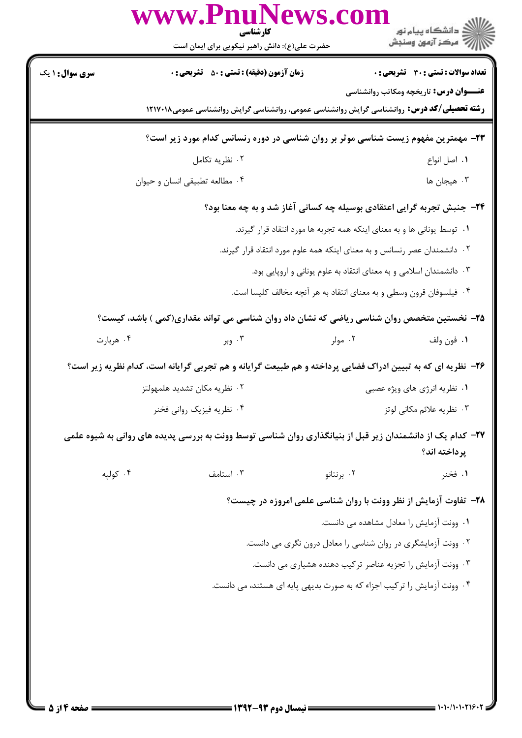**سری سوال:** ۱ یک

**زمان آزمون (دقیقه) : تستی : ۵۰ تشریحی : ۰**

**تعداد سوالات : تستی : ۳۰ تشریحی : ۰**

**عنـــوان درس:** تاریخچه ومکاتب روانشناسی

**رشته تحصیلی/کد درس:** روانشناسی گرایش روانشناسی عمومی، روانشناسی گرایش روانشناسی عمومی۱۲۱۷۰۱۸

**۲۳- مهمترین مفهوم زیست شناسی موثر بر روان شناسی در دوره رنسانس کدام مورد زیر است؟**

۱. اصل انواع

۲. نظریه تکامل

۳. هیجان ها

۴. مطالعه تطبیقی انسان و حیوان

**۲۴- جنبش تجربه گرایی اعتقادی بوسیله چه کسانی آغاز شد و به چه معنا بود؟**

۱. توسط یونانی ها و به معنای اینکه همه تجربه ها مورد انتقاد قرار گیرند.

۲. دانشمندان عصر رنسانس و به معنای اینکه همه علوم مورد انتقاد قرار گیرند.

۳. دانشمندان اسلامی و به معنای انتقاد به علوم یونانی و اروپایی بود.

۴. فیلسوفان قرون وسطی و به معنای انتقاد به هر آنچه مخالف کلیسا است.

**۲۵- نخستین متخصص روان شناسی ریاضی که نشان داد روان شناسی می تواند مقداری(کمی ) باشد، کیست؟**

۱. فون ولف

۲. مولر

۳. وبر

۴. هربارت

**۲۶- نظریه ای که به تبیین ادراک فضایی پرداخته و هم طبیعت گرایانه و هم تجربی گرایانه است، کدام نظریه زیر است؟**

۱. نظریه انرژی های ویژه عصبی

۲. نظریه مکان تشدید هلمهولتز

۳. نظریه علائم مکانی لوتز

۴. نظریه فیزیک روانی فخنر

**۲۷- کدام یک از دانشمندان زیر قبل از بنیانگذاری روان شناسی توسط وونت به بررسی پدیده های روانی به شیوه علمی پرداخته اند؟**

۱. فخنر

۲. برنتانو

۳. استامف

۴. کولپه

**۲۸- تفاوت آزمایش از نظر وونت با روان شناسی علمی امروزه در چیست؟**

۱. وونت آزمایش را معادل مشاهده می دانست.

۲. وونت آزمایشگری در روان شناسی را معادل درون نگری می دانست.

۳. وونت آزمایش را تجزیه عناصر ترکیب دهنده هشیاری می دانست.

۴. وونت آزمایش را ترکیب اجزاء که به صورت بدیهی پایه ای هستند، می دانست.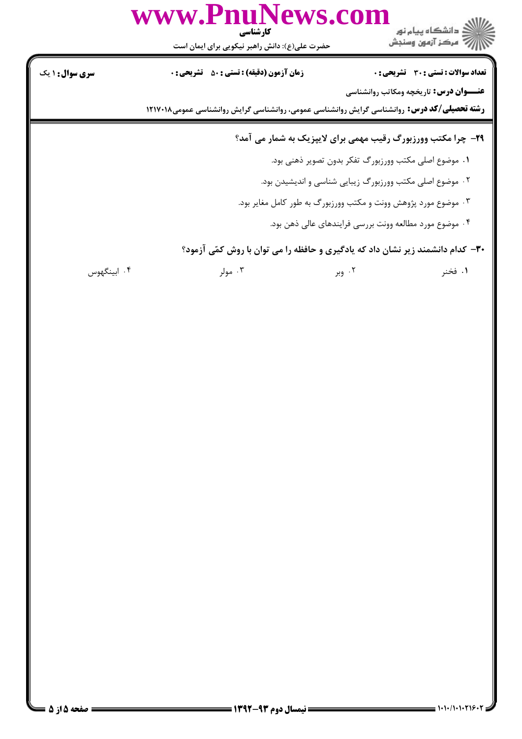**۲۹- چرا مکتب وورزبورگ رقیب مهمی برای لایپزیک به شمار می آمد؟**

۱. موضوع اصلی مکتب وورزبورگ تفکر بدون تصویر ذهنی بود.

۲. موضوع اصلی مکتب وورزبورگ زیبایی شناسی و اندیشیدن بود.

۳. موضوع مورد پژوهش وونت و مکتب وورزبورگ به طور کامل مغایر بود.

۴. موضوع مورد مطالعه وونت بررسی فرایندهای عالی ذهن بود.

**۳۰- کدام دانشمند زیر نشان داد که یادگیری و حافظه را می توان با روش کمّی آزمود؟**

۱. فخنر

۲. وبر

۳. مولر

۴. ابینگهوس